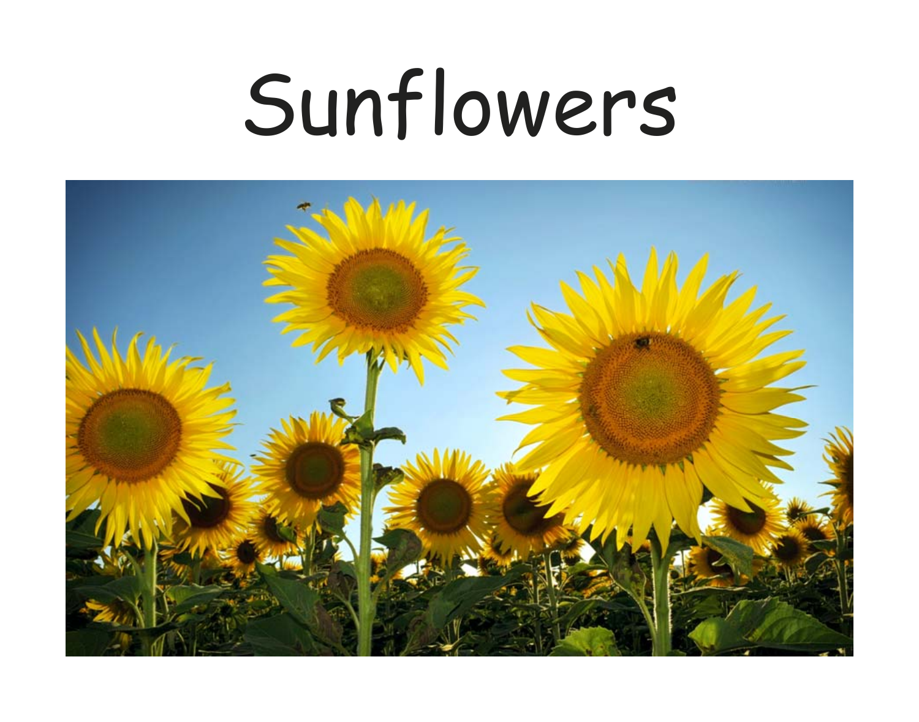# Sunflowers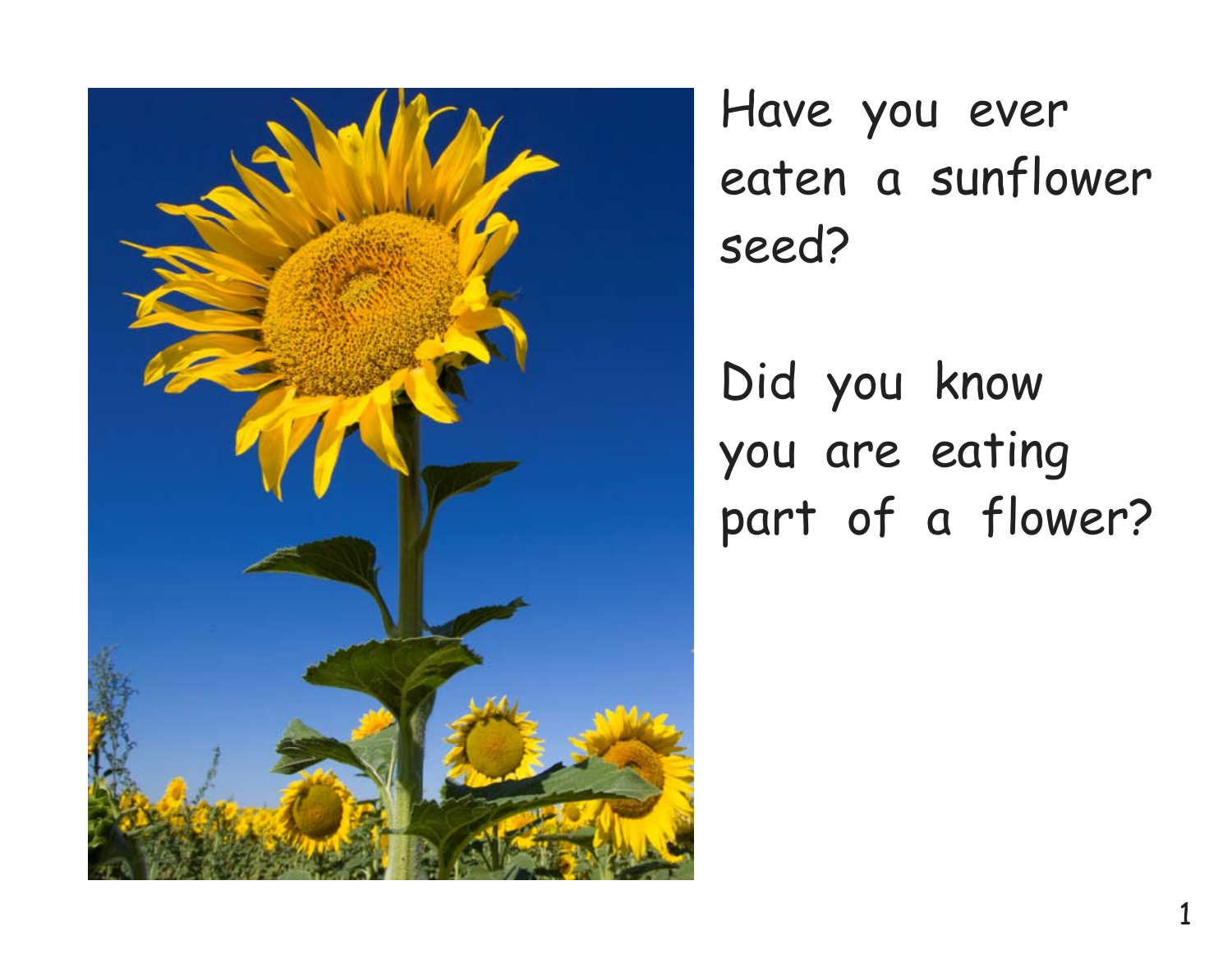Have you ever eaten a sunflower seed?

Did you know you are eating part of a flower?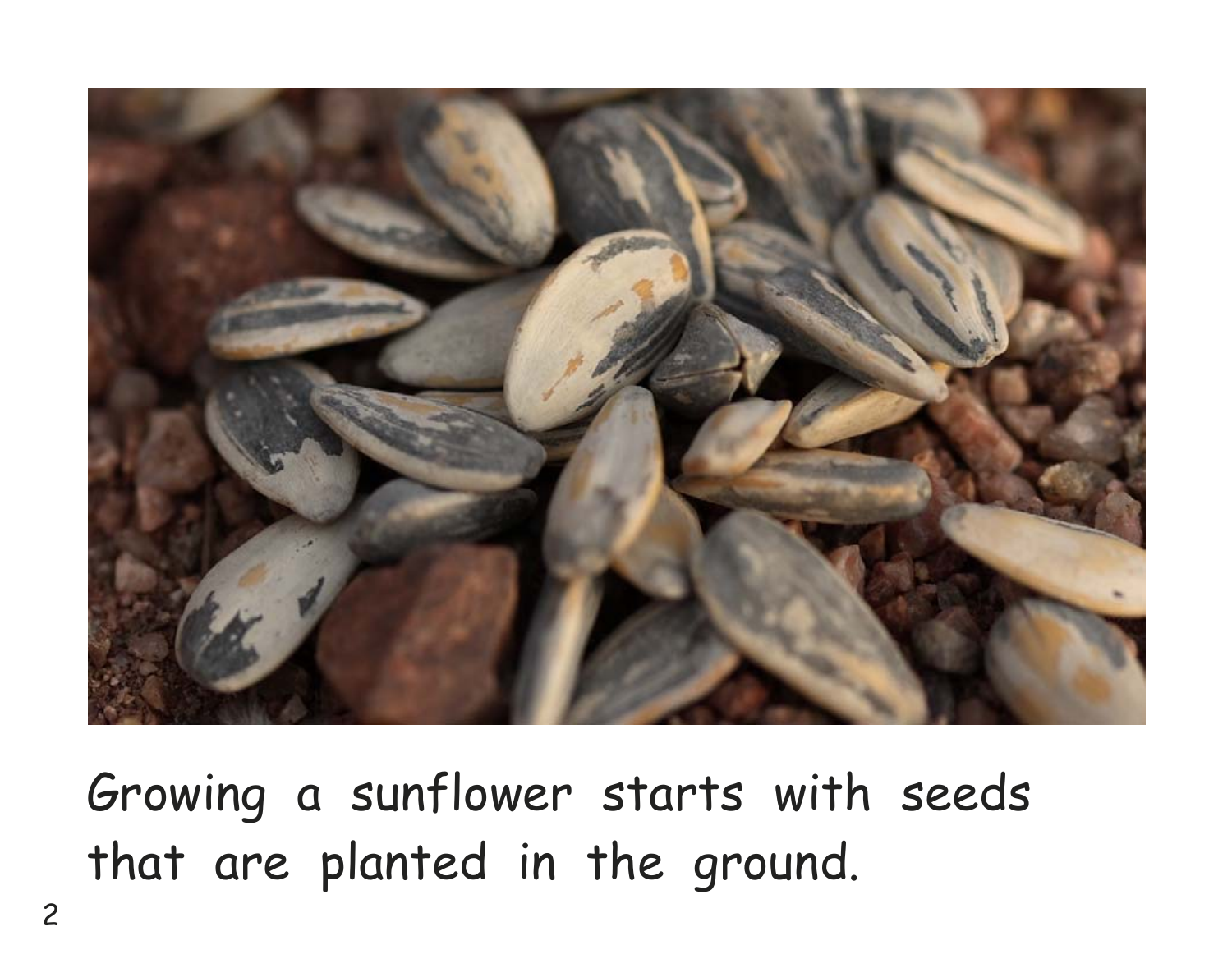Growing a sunflower starts with seeds that are planted in the ground.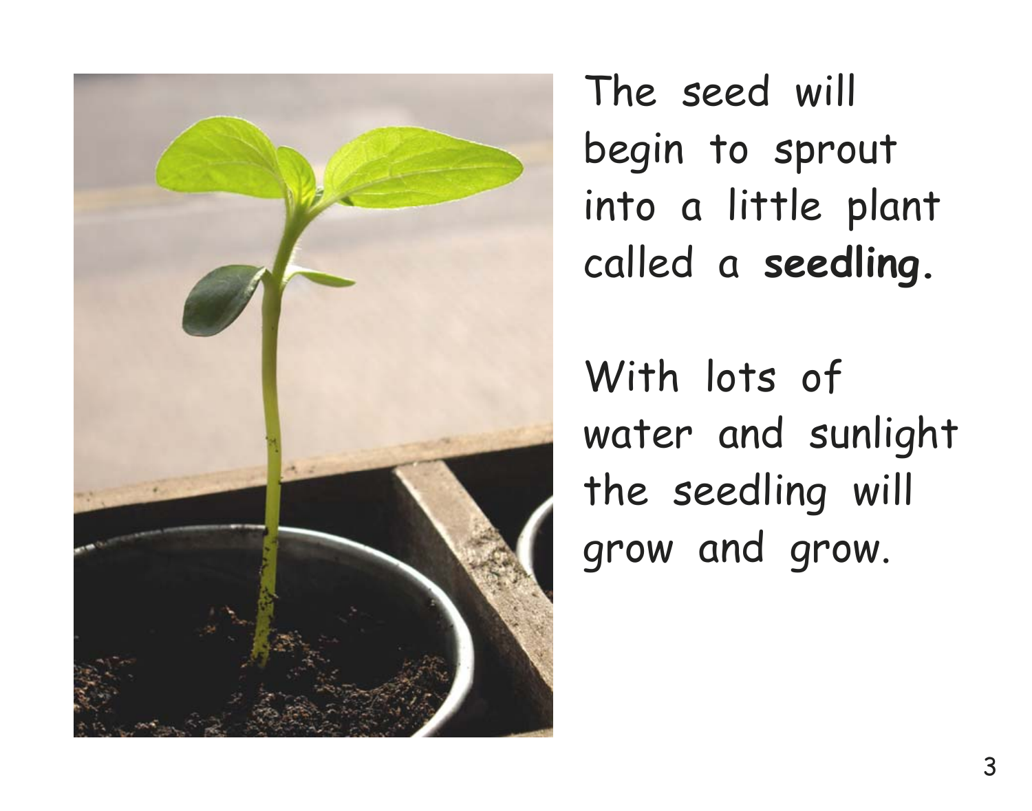The seed will begin to sprout into a little plant called a **seedling.**

With lots of water and sunlight the seedling will grow and grow.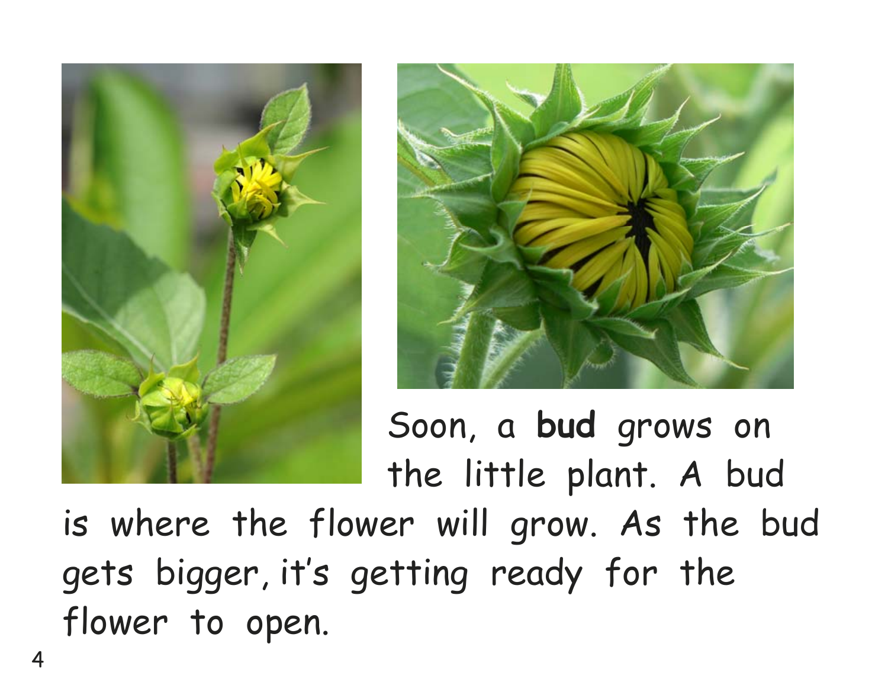Soon, a **bud** grows on the little plant. A bud is where the flower will grow. As the bud gets bigger, it's getting ready for the flower to open.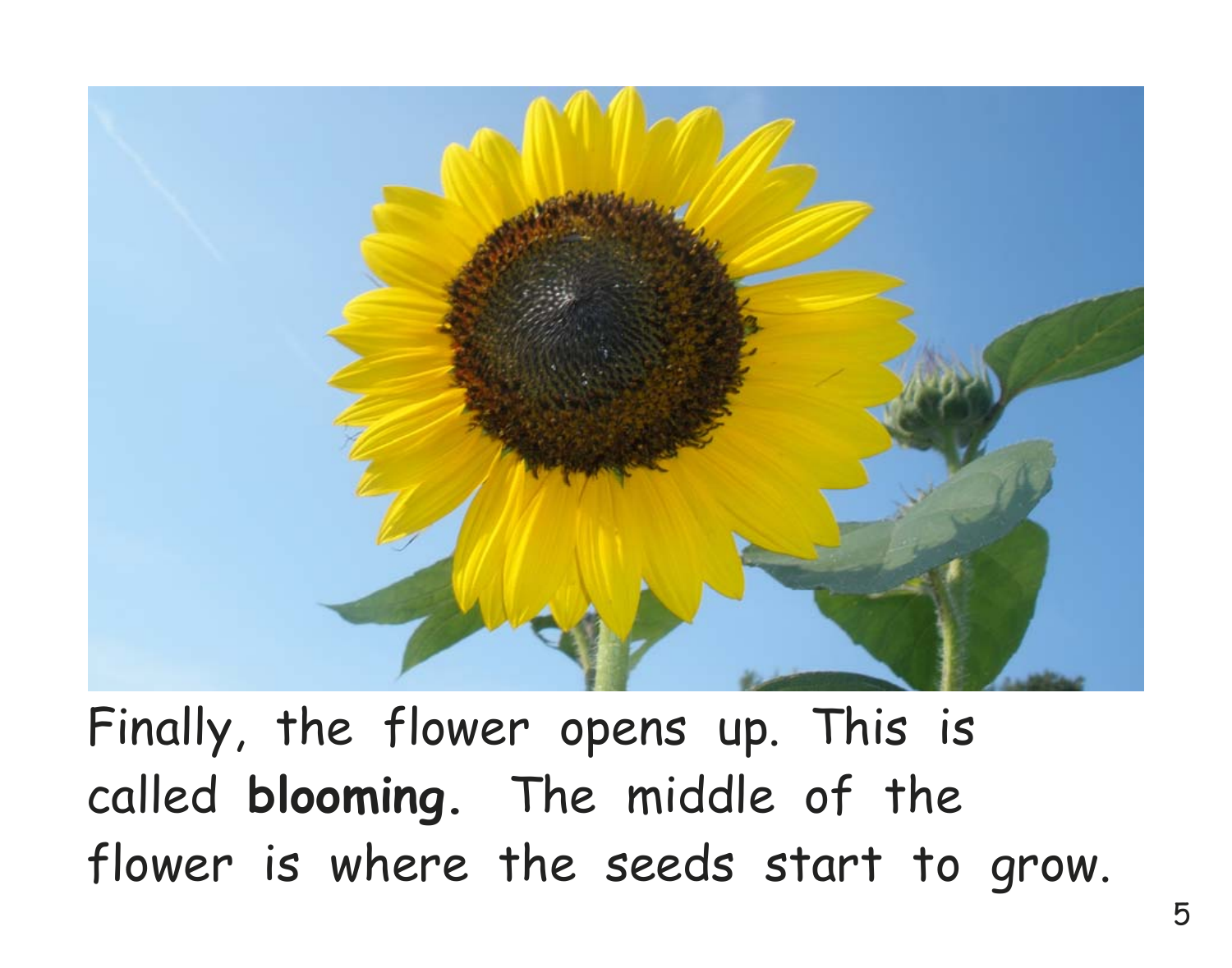Finally, the flower opens up. This is called **blooming.** The middle of the flower is where the seeds start to grow.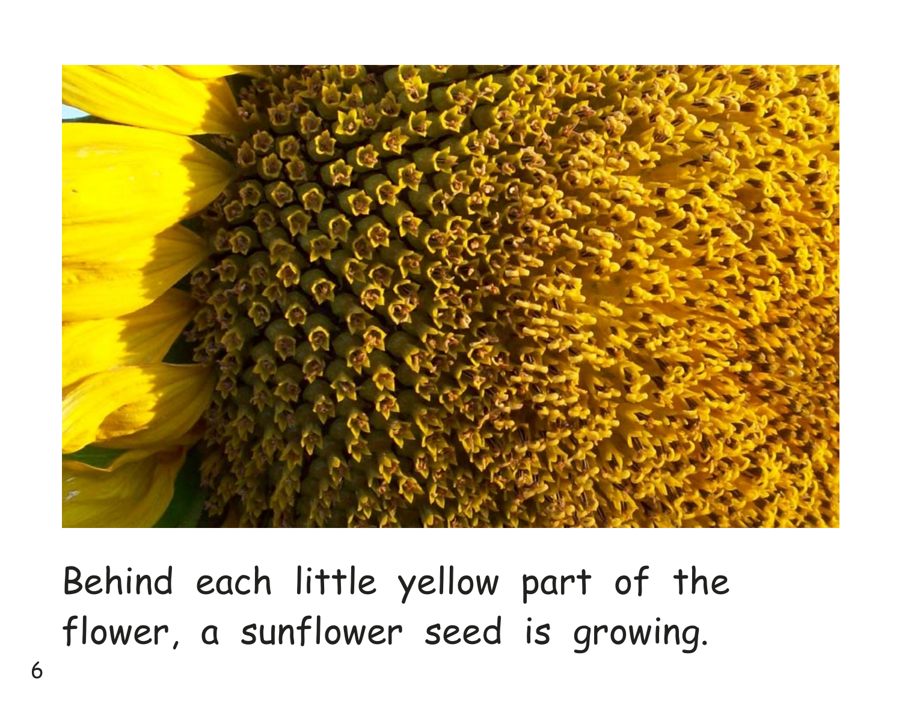Behind each little yellow part of the flower, a sunflower seed is growing.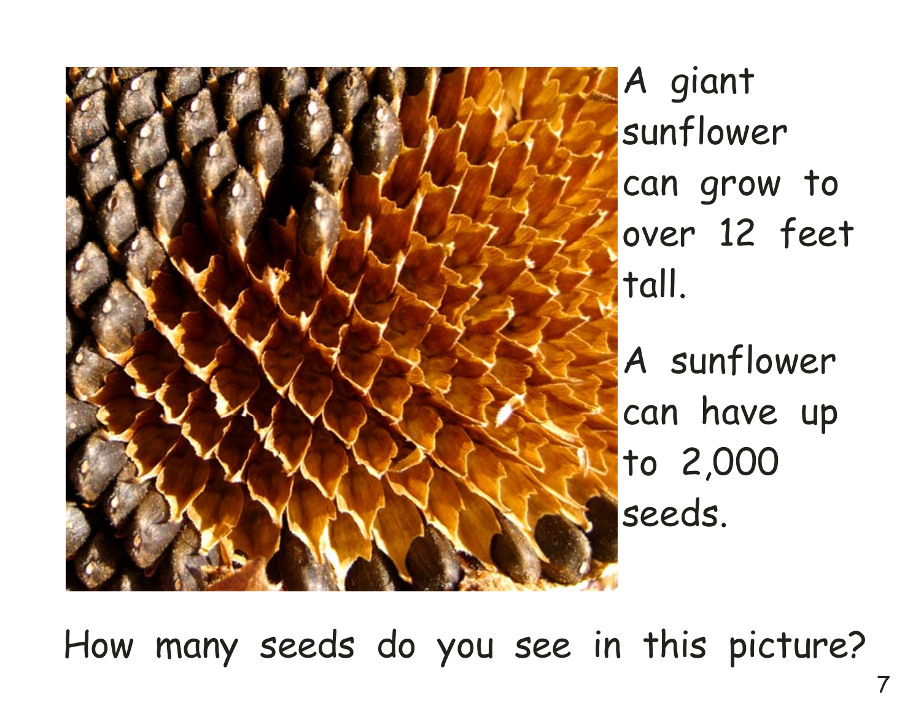A giant sunflower can grow to over 12 feet tall.

A sunflower can have up to 2,000 seeds.

How many seeds do you see in this picture?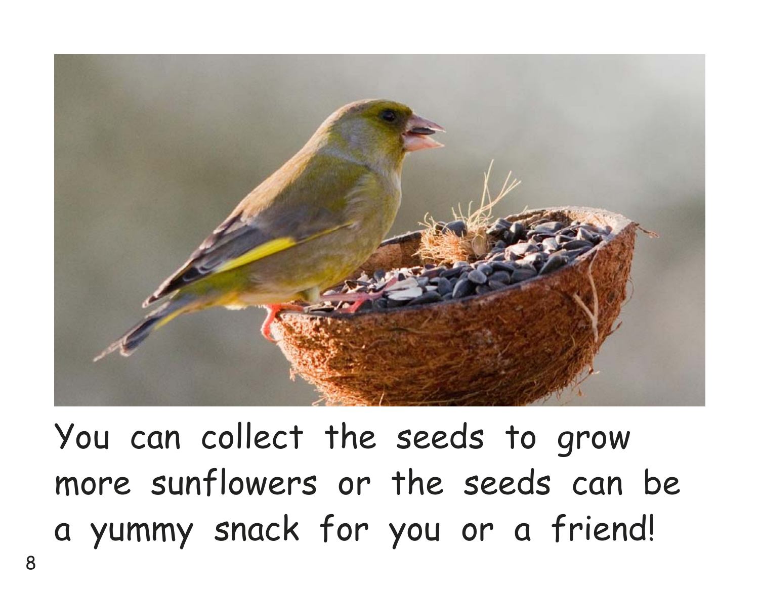You can collect the seeds to grow more sunflowers or the seeds can be a yummy snack for you or a friend!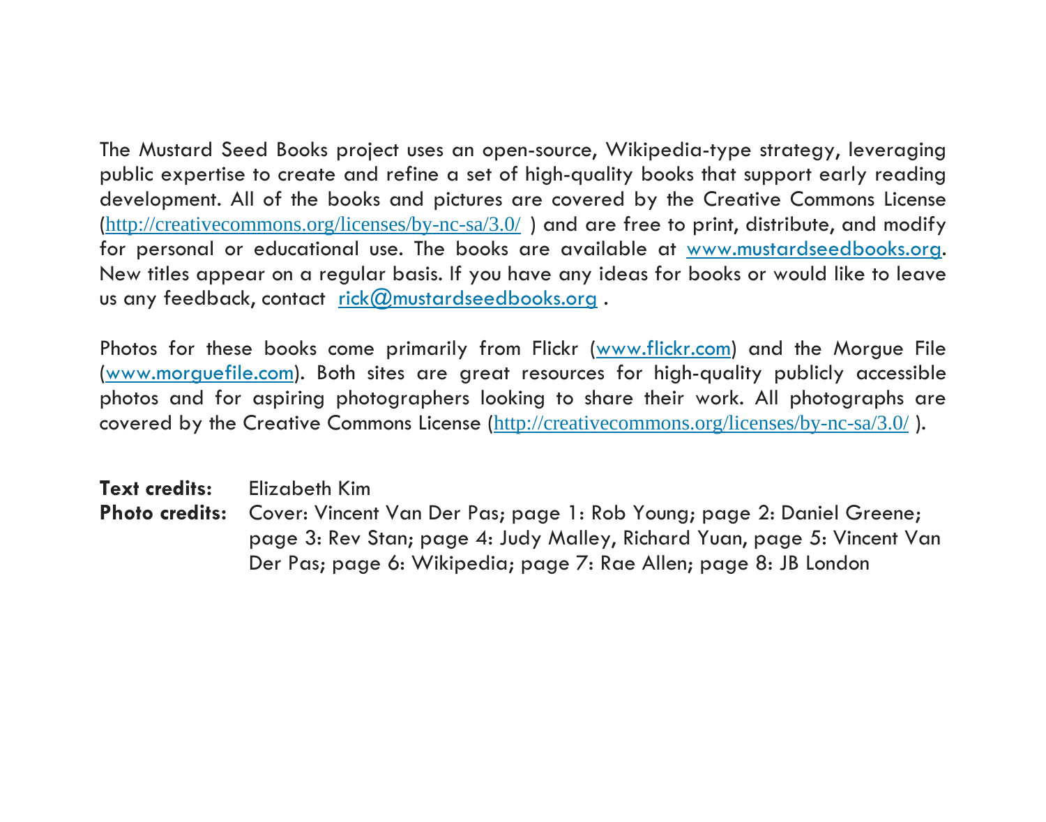The Mustard Seed Books project uses an open-source, Wikipedia-type strategy, leveraging public expertise to create and refine a set of high-quality books that support early reading development. All of the books and pictures are covered by the Creative Commons License (http://creativecommons.org/licenses/by-nc-sa/3.0/ ) and are free to print, distribute, and modify for personal or educational use. The books are available at www.mustardseedbooks.org. New titles appear on a regular basis. If you have any ideas for books or would like to leave us any feedback, contact rick@mustardseedbooks.org .

Photos for these books come primarily from Flickr (www.flickr.com) and the Morgue File (www.morguefile.com). Both sites are great resources for high-quality publicly accessible photos and for aspiring photographers looking to share their work. All photographs are covered by the Creative Commons License (http://creativecommons.org/licenses/by-nc-sa/3.0/ ).

**Text credits:** Elizabeth Kim

**Photo credits:** Cover: Vincent Van Der Pas; page 1: Rob Young; page 2: Daniel Greene; page 3: Rev Stan; page 4: Judy Malley, Richard Yuan, page 5: Vincent Van Der Pas; page 6: Wikipedia; page 7: Rae Allen; page 8: JB London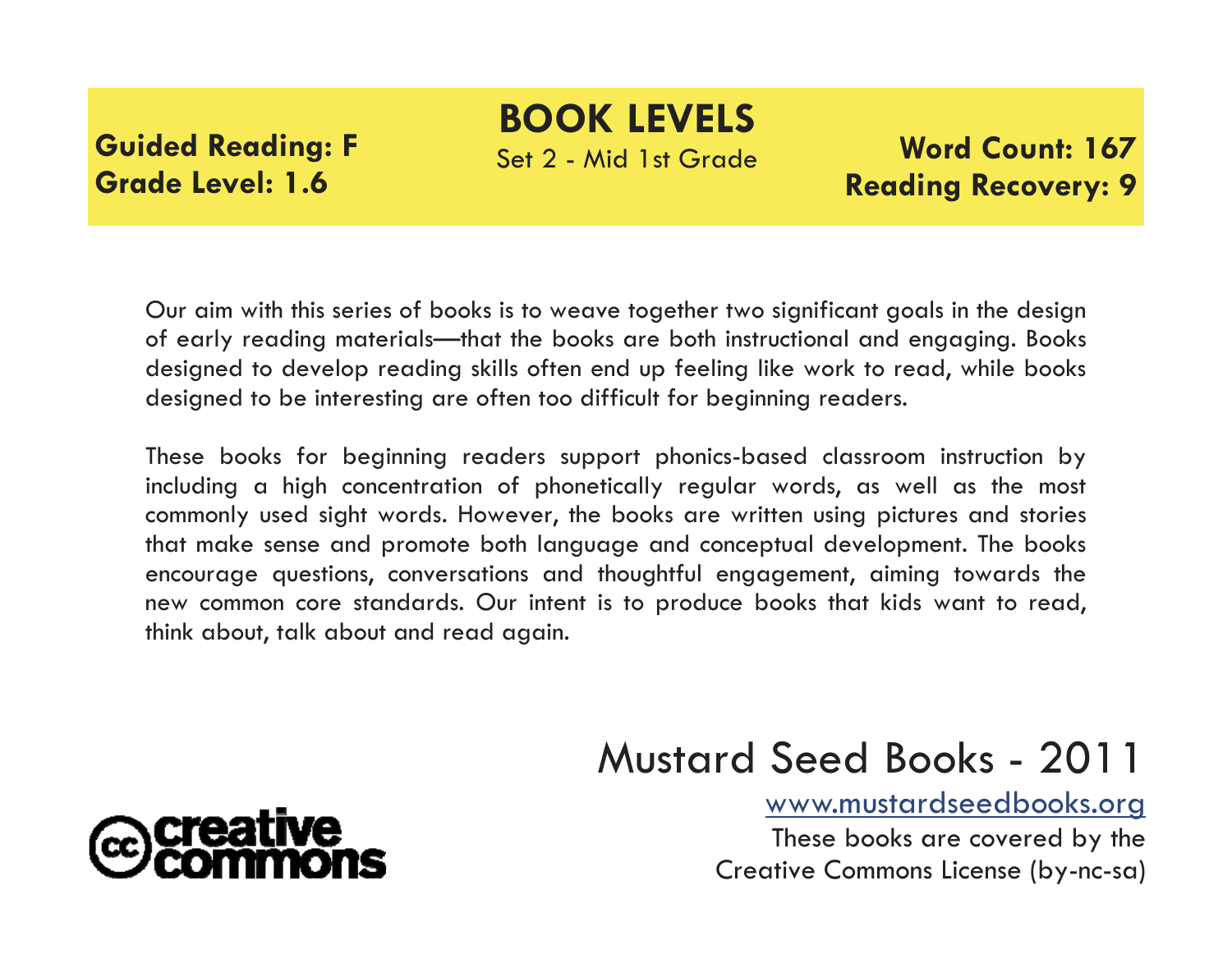# BOOK LEVELS

Set 2 - Mid 1st Grade

**Guided Reading: F**
**Grade Level: 1.6**

**Word Count: 167**
**Reading Recovery: 9**

Our aim with this series of books is to weave together two significant goals in the design of early reading materials—that the books are both instructional and engaging. Books designed to develop reading skills often end up feeling like work to read, while books designed to be interesting are often too difficult for beginning readers.

These books for beginning readers support phonics-based classroom instruction by including a high concentration of phonetically regular words, as well as the most commonly used sight words. However, the books are written using pictures and stories that make sense and promote both language and conceptual development. The books encourage questions, conversations and thoughtful engagement, aiming towards the new common core standards. Our intent is to produce books that kids want to read, think about, talk about and read again.

## Mustard Seed Books - 2011

www.mustardseedbooks.org

These books are covered by the Creative Commons License (by-nc-sa)

creative commons